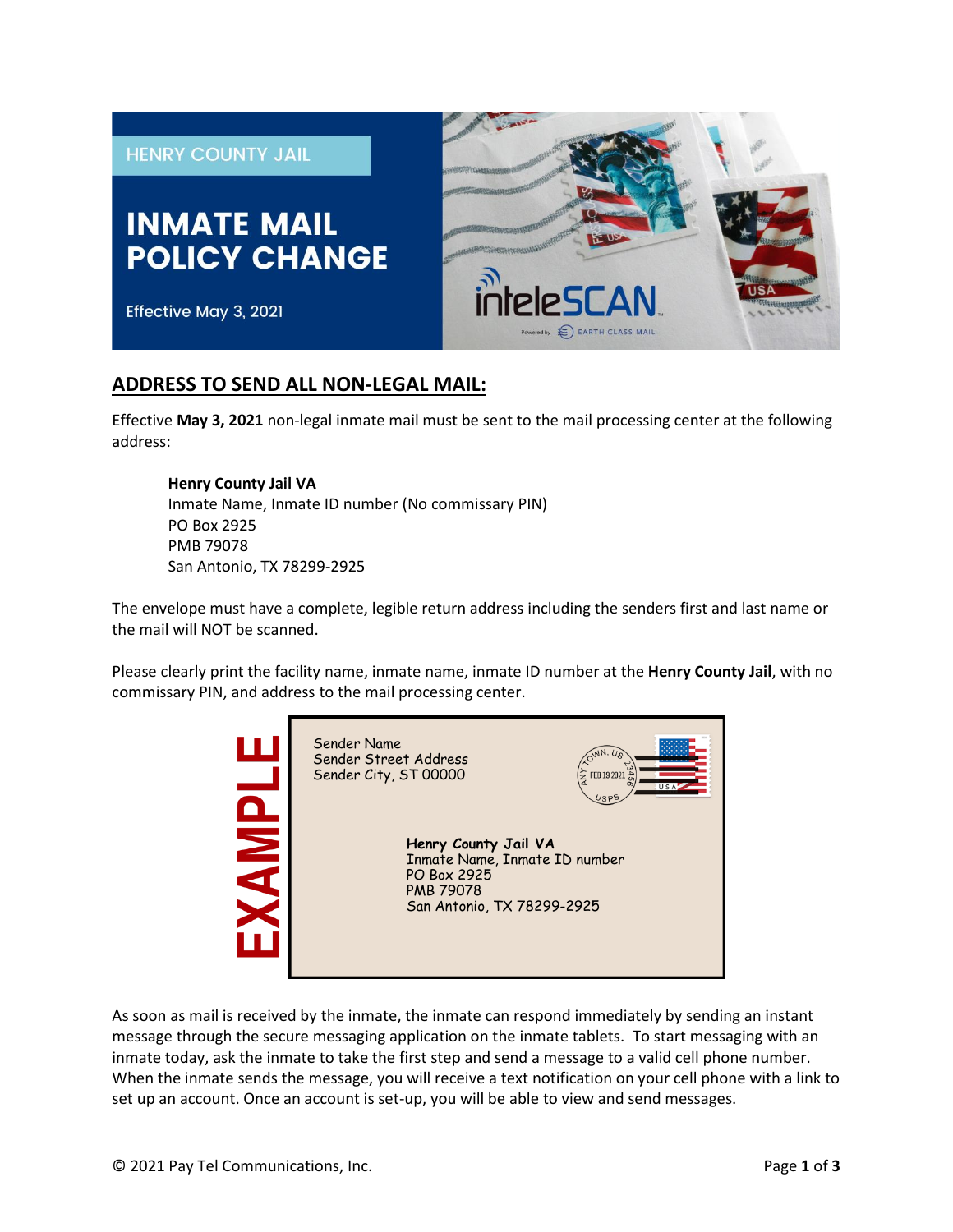HENRY COUNTY JAIL

# INMATE MAIL POLICY CHANGE

Effective May 3, 2021

inteleSCAN

Powered by EARTH CLASS MAIL

## ADDRESS TO SEND ALL NON-LEGAL MAIL:

Effective **May 3, 2021** non-legal inmate mail must be sent to the mail processing center at the following address:

> **Henry County Jail VA**
> Inmate Name, Inmate ID number (No commissary PIN)
> PO Box 2925
> PMB 79078
> San Antonio, TX 78299-2925

The envelope must have a complete, legible return address including the senders first and last name or the mail will NOT be scanned.

Please clearly print the facility name, inmate name, inmate ID number at the **Henry County Jail**, with no commissary PIN, and address to the mail processing center.

**EXAMPLE**

> Sender Name
> Sender Street Address
> Sender City, ST 00000
>
> **Henry County Jail VA**
> Inmate Name, Inmate ID number
> PO Box 2925
> PMB 79078
> San Antonio, TX 78299-2925

As soon as mail is received by the inmate, the inmate can respond immediately by sending an instant message through the secure messaging application on the inmate tablets. To start messaging with an inmate today, ask the inmate to take the first step and send a message to a valid cell phone number. When the inmate sends the message, you will receive a text notification on your cell phone with a link to set up an account. Once an account is set-up, you will be able to view and send messages.

© 2021 Pay Tel Communications, Inc.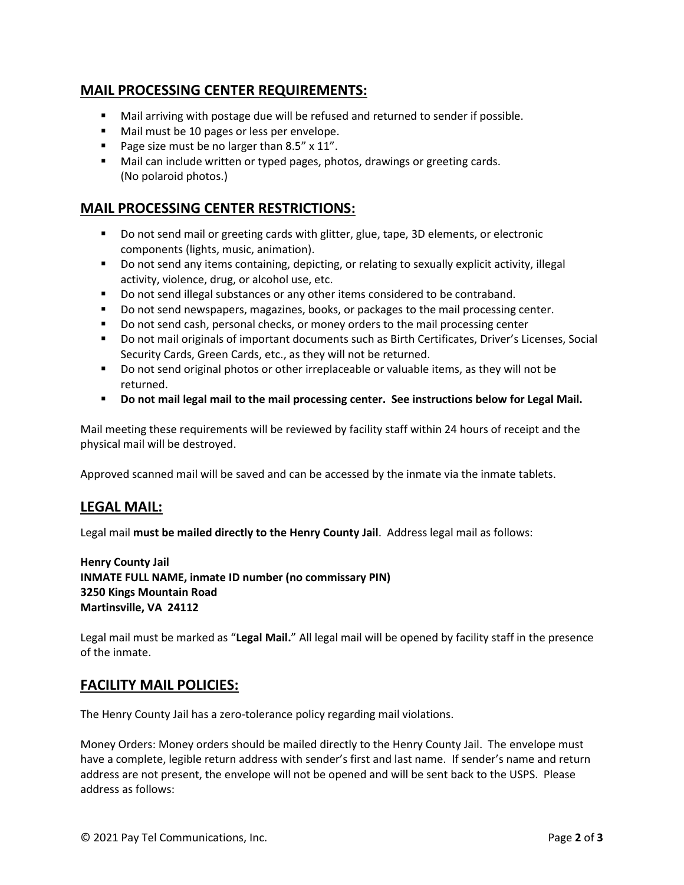## MAIL PROCESSING CENTER REQUIREMENTS:

- Mail arriving with postage due will be refused and returned to sender if possible.
- Mail must be 10 pages or less per envelope.
- Page size must be no larger than 8.5" x 11".
- Mail can include written or typed pages, photos, drawings or greeting cards. (No polaroid photos.)

## MAIL PROCESSING CENTER RESTRICTIONS:

- Do not send mail or greeting cards with glitter, glue, tape, 3D elements, or electronic components (lights, music, animation).
- Do not send any items containing, depicting, or relating to sexually explicit activity, illegal activity, violence, drug, or alcohol use, etc.
- Do not send illegal substances or any other items considered to be contraband.
- Do not send newspapers, magazines, books, or packages to the mail processing center.
- Do not send cash, personal checks, or money orders to the mail processing center
- Do not mail originals of important documents such as Birth Certificates, Driver's Licenses, Social Security Cards, Green Cards, etc., as they will not be returned.
- Do not send original photos or other irreplaceable or valuable items, as they will not be returned.
- **Do not mail legal mail to the mail processing center. See instructions below for Legal Mail.**

Mail meeting these requirements will be reviewed by facility staff within 24 hours of receipt and the physical mail will be destroyed.

Approved scanned mail will be saved and can be accessed by the inmate via the inmate tablets.

## LEGAL MAIL:

Legal mail **must be mailed directly to the Henry County Jail**. Address legal mail as follows:

**Henry County Jail**
**INMATE FULL NAME, inmate ID number (no commissary PIN)**
**3250 Kings Mountain Road**
**Martinsville, VA 24112**

Legal mail must be marked as "**Legal Mail.**" All legal mail will be opened by facility staff in the presence of the inmate.

## FACILITY MAIL POLICIES:

The Henry County Jail has a zero-tolerance policy regarding mail violations.

Money Orders: Money orders should be mailed directly to the Henry County Jail. The envelope must have a complete, legible return address with sender's first and last name. If sender's name and return address are not present, the envelope will not be opened and will be sent back to the USPS. Please address as follows: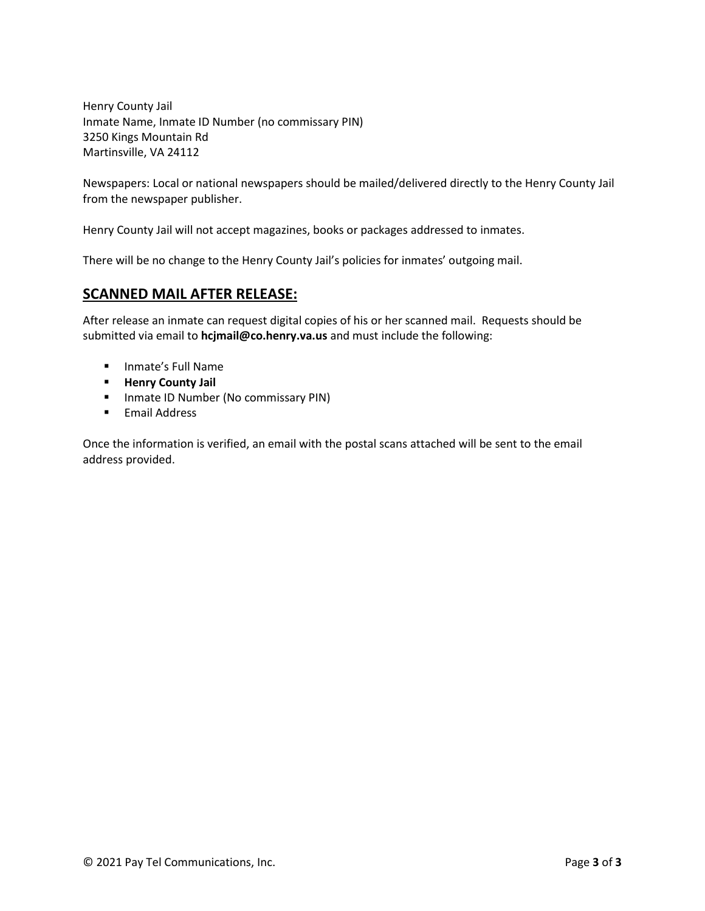Henry County Jail
Inmate Name, Inmate ID Number (no commissary PIN)
3250 Kings Mountain Rd
Martinsville, VA 24112

Newspapers: Local or national newspapers should be mailed/delivered directly to the Henry County Jail from the newspaper publisher.

Henry County Jail will not accept magazines, books or packages addressed to inmates.

There will be no change to the Henry County Jail's policies for inmates' outgoing mail.

## SCANNED MAIL AFTER RELEASE:

After release an inmate can request digital copies of his or her scanned mail. Requests should be submitted via email to **hcjmail@co.henry.va.us** and must include the following:

- Inmate's Full Name
- **Henry County Jail**
- Inmate ID Number (No commissary PIN)
- Email Address

Once the information is verified, an email with the postal scans attached will be sent to the email address provided.

© 2021 Pay Tel Communications, Inc.